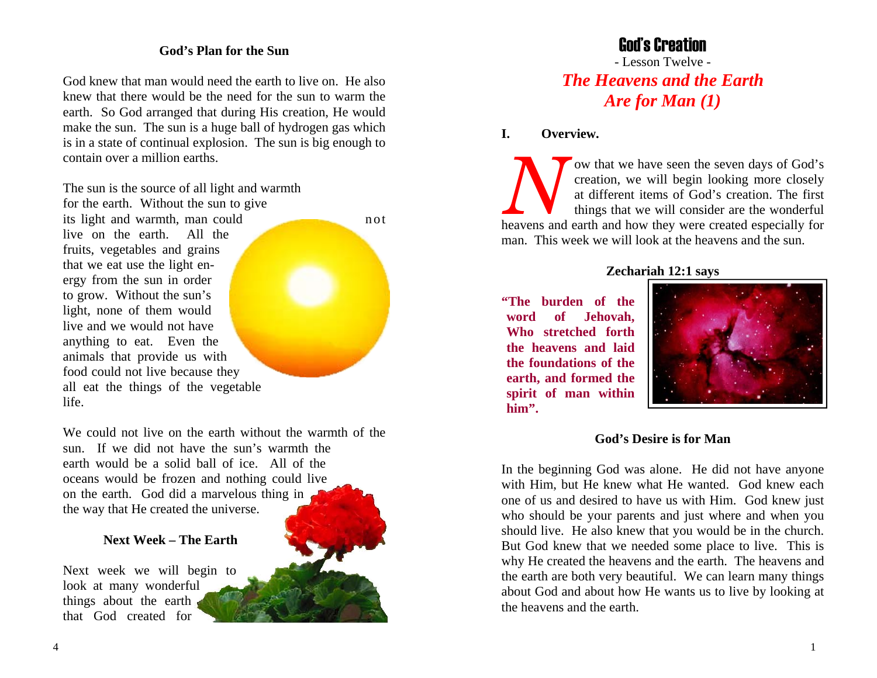## God's Plan for the Sun

God knew that man would need the earth to live on. He also knew that there would be the need for the sun to warm the earth. So God arranged that during His creation, He would make the sun. The sun is a huge ball of hydrogen gas which is in a state of continual explosion. The sun is big enough to contain over a million earths.

The sun is the source of all light and warmth for the earth. Without the sun to give its light and warmth, man could not live on the earth. All the fruits, vegetables and grains that we eat use the light energy from the sun in order to grow. Without the sun's light, none of them would live and we would not have anything to eat. Even the animals that provide us with food could not live because they all eat the things of the vegetable life.

We could not live on the earth without the warmth of the sun. If we did not have the sun's warmth the earth would be a solid ball of ice. All of the oceans would be frozen and nothing could live on the earth. God did a marvelous thing in the way that He created the universe.

## Next Week – The Earth

Next week we will begin to look at many wonderful things about the earth that God created for

# God's Creation

- Lesson Twelve -

## *The Heavens and the Earth Are for Man (1)*

### I. Overview.

Now that we have seen the seven days of God's creation, we will begin looking more closely at different items of God's creation. The first things that we will consider are the wonderful heavens and earth and how they were created especially for man. This week we will look at the heavens and the sun.

**Zechariah 12:1 says**

**"The burden of the word of Jehovah, Who stretched forth the heavens and laid the foundations of the earth, and formed the spirit of man within him".**

## God's Desire is for Man

In the beginning God was alone. He did not have anyone with Him, but He knew what He wanted. God knew each one of us and desired to have us with Him. God knew just who should be your parents and just where and when you should live. He also knew that you would be in the church. But God knew that we needed some place to live. This is why He created the heavens and the earth. The heavens and the earth are both very beautiful. We can learn many things about God and about how He wants us to live by looking at the heavens and the earth.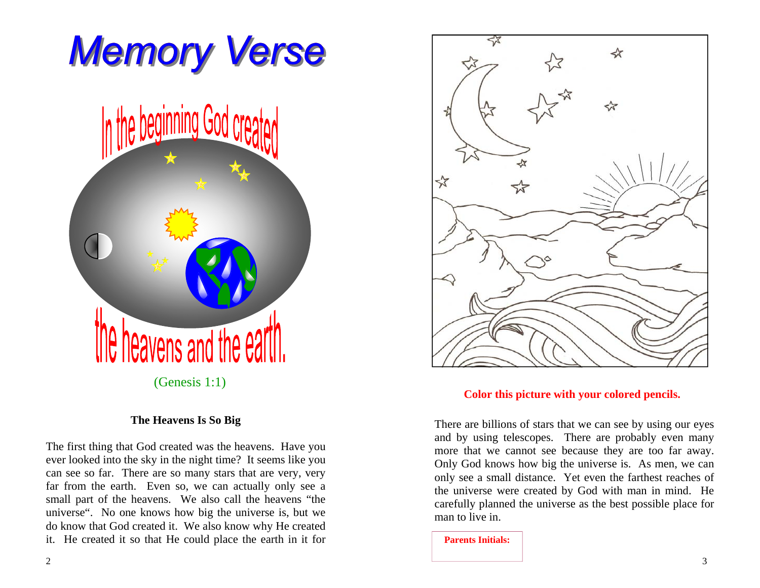# Memory Verse

In the beginning God created the heavens and the earth.

(Genesis 1:1)

**The Heavens Is So Big**

The first thing that God created was the heavens. Have you ever looked into the sky in the night time? It seems like you can see so far. There are so many stars that are very, very far from the earth. Even so, we can actually only see a small part of the heavens. We also call the heavens "the universe". No one knows how big the universe is, but we do know that God created it. We also know why He created it. He created it so that He could place the earth in it for

**Color this picture with your colored pencils.**

There are billions of stars that we can see by using our eyes and by using telescopes. There are probably even many more that we cannot see because they are too far away. Only God knows how big the universe is. As men, we can only see a small distance. Yet even the farthest reaches of the universe were created by God with man in mind. He carefully planned the universe as the best possible place for man to live in.

**Parents Initials:**